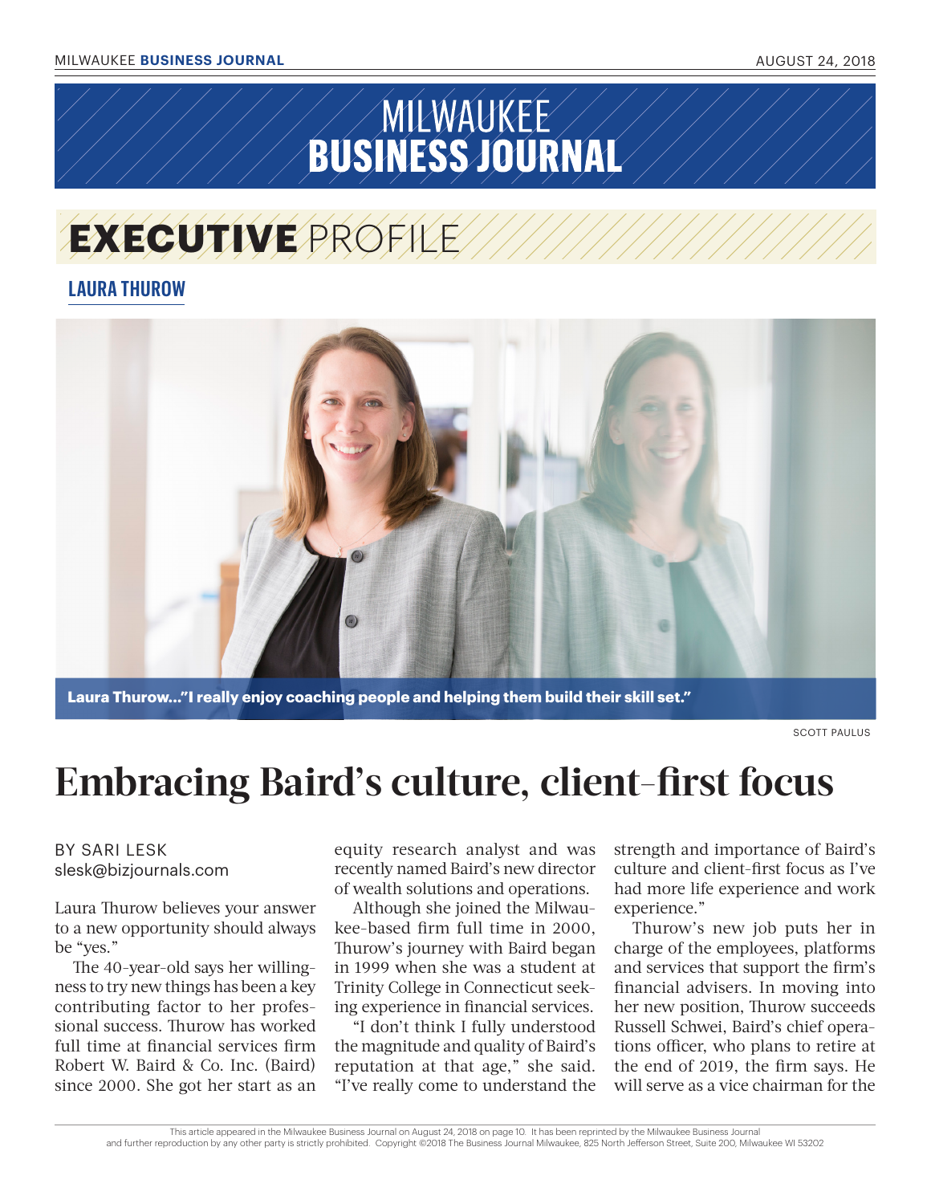# EXECUTIVE PROFILE

## LAURA THUROW

Laura Thurow..."I really enjoy coaching people and helping them build their skill set."

SCOTT PAULUS

# Embracing Baird's culture, client-first focus

BY SARI LESK
slesk@bizjournals.com

Laura Thurow believes your answer to a new opportunity should always be "yes."

The 40-year-old says her willingness to try new things has been a key contributing factor to her professional success. Thurow has worked full time at financial services firm Robert W. Baird & Co. Inc. (Baird) since 2000. She got her start as an equity research analyst and was recently named Baird's new director of wealth solutions and operations.

Although she joined the Milwaukee-based firm full time in 2000, Thurow's journey with Baird began in 1999 when she was a student at Trinity College in Connecticut seeking experience in financial services.

"I don't think I fully understood the magnitude and quality of Baird's reputation at that age," she said. "I've really come to understand the strength and importance of Baird's culture and client-first focus as I've had more life experience and work experience."

Thurow's new job puts her in charge of the employees, platforms and services that support the firm's financial advisers. In moving into her new position, Thurow succeeds Russell Schwei, Baird's chief operations officer, who plans to retire at the end of 2019, the firm says. He will serve as a vice chairman for the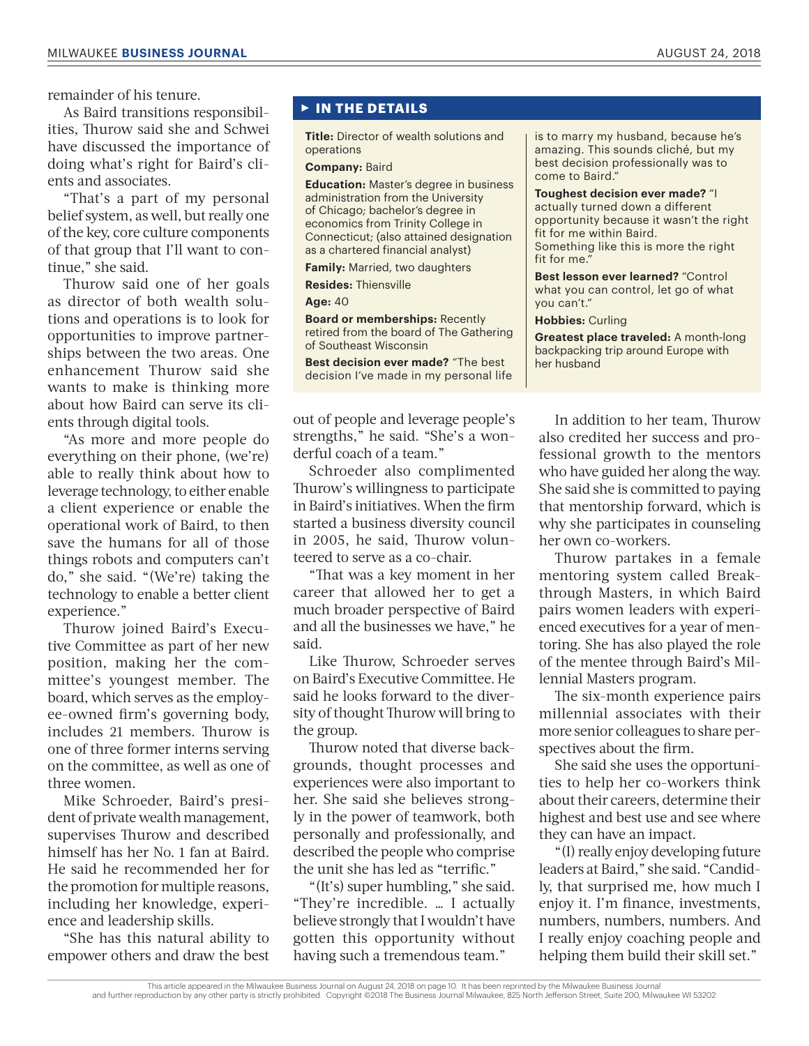remainder of his tenure.

As Baird transitions responsibilities, Thurow said she and Schwei have discussed the importance of doing what's right for Baird's clients and associates.

"That's a part of my personal belief system, as well, but really one of the key, core culture components of that group that I'll want to continue," she said.

Thurow said one of her goals as director of both wealth solutions and operations is to look for opportunities to improve partnerships between the two areas. One enhancement Thurow said she wants to make is thinking more about how Baird can serve its clients through digital tools.

"As more and more people do everything on their phone, (we're) able to really think about how to leverage technology, to either enable a client experience or enable the operational work of Baird, to then save the humans for all of those things robots and computers can't do," she said. "(We're) taking the technology to enable a better client experience."

Thurow joined Baird's Executive Committee as part of her new position, making her the committee's youngest member. The board, which serves as the employee-owned firm's governing body, includes 21 members. Thurow is one of three former interns serving on the committee, as well as one of three women.

Mike Schroeder, Baird's president of private wealth management, supervises Thurow and described himself has her No. 1 fan at Baird. He said he recommended her for the promotion for multiple reasons, including her knowledge, experience and leadership skills.

"She has this natural ability to empower others and draw the best out of people and leverage people's strengths," he said. "She's a wonderful coach of a team."

Schroeder also complimented Thurow's willingness to participate in Baird's initiatives. When the firm started a business diversity council in 2005, he said, Thurow volunteered to serve as a co-chair.

"That was a key moment in her career that allowed her to get a much broader perspective of Baird and all the businesses we have," he said.

Like Thurow, Schroeder serves on Baird's Executive Committee. He said he looks forward to the diversity of thought Thurow will bring to the group.

Thurow noted that diverse backgrounds, thought processes and experiences were also important to her. She said she believes strongly in the power of teamwork, both personally and professionally, and described the people who comprise the unit she has led as "terrific."

"(It's) super humbling," she said. "They're incredible. … I actually believe strongly that I wouldn't have gotten this opportunity without having such a tremendous team."

In addition to her team, Thurow also credited her success and professional growth to the mentors who have guided her along the way. She said she is committed to paying that mentorship forward, which is why she participates in counseling her own co-workers.

Thurow partakes in a female mentoring system called Breakthrough Masters, in which Baird pairs women leaders with experienced executives for a year of mentoring. She has also played the role of the mentee through Baird's Millennial Masters program.

The six-month experience pairs millennial associates with their more senior colleagues to share perspectives about the firm.

She said she uses the opportunities to help her co-workers think about their careers, determine their highest and best use and see where they can have an impact.

"(I) really enjoy developing future leaders at Baird," she said. "Candidly, that surprised me, how much I enjoy it. I'm finance, investments, numbers, numbers, numbers. And I really enjoy coaching people and helping them build their skill set."

## ▸ IN THE DETAILS

**Title:** Director of wealth solutions and operations

**Company:** Baird

**Education:** Master's degree in business administration from the University of Chicago; bachelor's degree in economics from Trinity College in Connecticut; (also attained designation as a chartered financial analyst)

**Family:** Married, two daughters

**Resides:** Thiensville

**Age:** 40

**Board or memberships:** Recently retired from the board of The Gathering of Southeast Wisconsin

**Best decision ever made?** "The best decision I've made in my personal life is to marry my husband, because he's amazing. This sounds cliché, but my best decision professionally was to come to Baird."

**Toughest decision ever made?** "I actually turned down a different opportunity because it wasn't the right fit for me within Baird. Something like this is more the right fit for me."

**Best lesson ever learned?** "Control what you can control, let go of what you can't."

**Hobbies:** Curling

**Greatest place traveled:** A month-long backpacking trip around Europe with her husband

This article appeared in the Milwaukee Business Journal on August 24, 2018 on page 10. It has been reprinted by the Milwaukee Business Journal and further reproduction by any other party is strictly prohibited. Copyright ©2018 The Business Journal Milwaukee, 825 North Jefferson Street, Suite 200, Milwaukee WI 53202